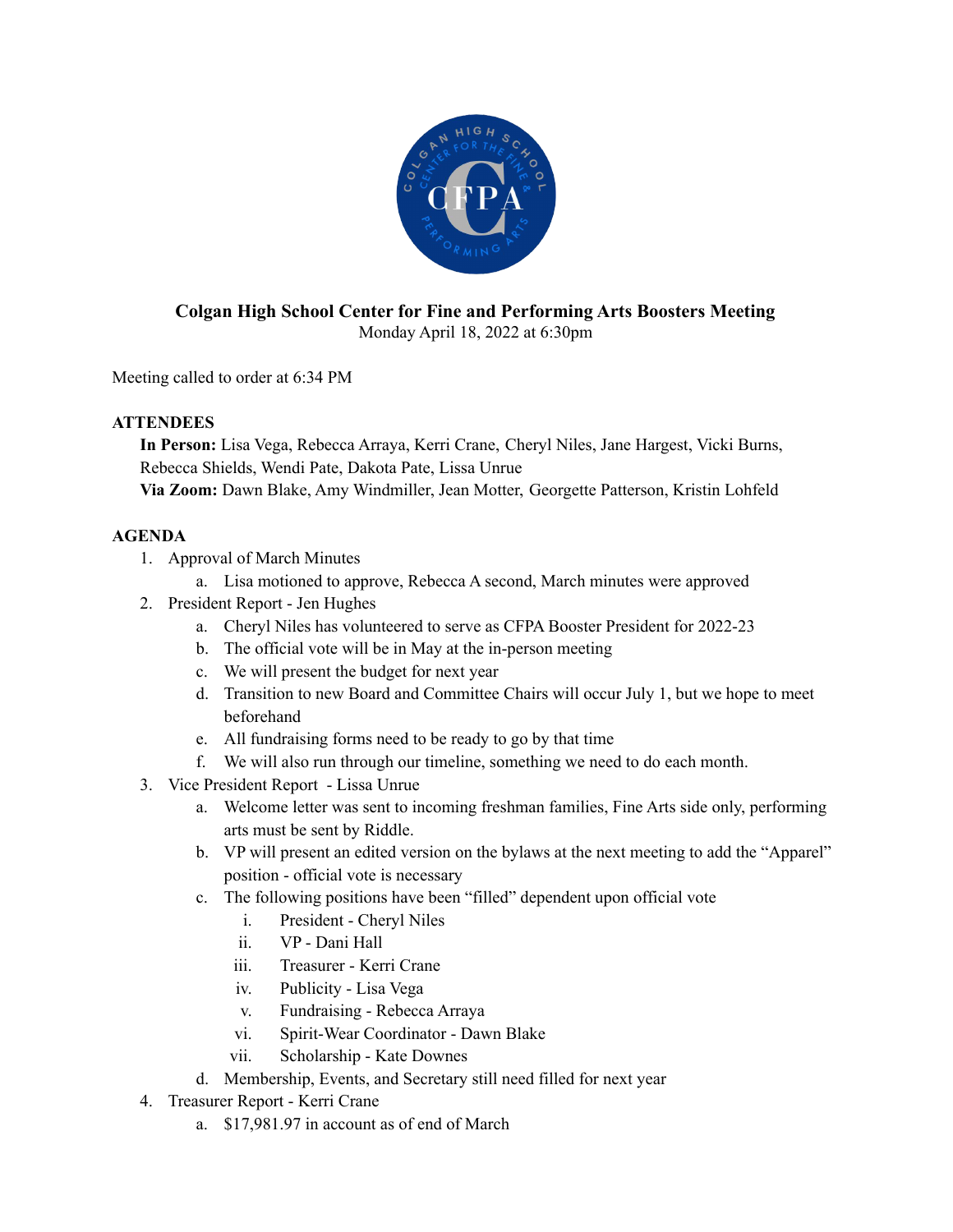# Colgan High School Center for Fine and Performing Arts Boosters Meeting

Monday April 18, 2022 at 6:30pm

Meeting called to order at 6:34 PM

## ATTENDEES

**In Person:** Lisa Vega, Rebecca Arraya, Kerri Crane, Cheryl Niles, Jane Hargest, Vicki Burns, Rebecca Shields, Wendi Pate, Dakota Pate, Lissa Unrue

**Via Zoom:** Dawn Blake, Amy Windmiller, Jean Motter, Georgette Patterson, Kristin Lohfeld

## AGENDA

1. Approval of March Minutes
   a. Lisa motioned to approve, Rebecca A second, March minutes were approved
2. President Report - Jen Hughes
   a. Cheryl Niles has volunteered to serve as CFPA Booster President for 2022-23
   b. The official vote will be in May at the in-person meeting
   c. We will present the budget for next year
   d. Transition to new Board and Committee Chairs will occur July 1, but we hope to meet beforehand
   e. All fundraising forms need to be ready to go by that time
   f. We will also run through our timeline, something we need to do each month.
3. Vice President Report - Lissa Unrue
   a. Welcome letter was sent to incoming freshman families, Fine Arts side only, performing arts must be sent by Riddle.
   b. VP will present an edited version on the bylaws at the next meeting to add the "Apparel" position - official vote is necessary
   c. The following positions have been "filled" dependent upon official vote
      i. President - Cheryl Niles
      ii. VP - Dani Hall
      iii. Treasurer - Kerri Crane
      iv. Publicity - Lisa Vega
      v. Fundraising - Rebecca Arraya
      vi. Spirit-Wear Coordinator - Dawn Blake
      vii. Scholarship - Kate Downes
   d. Membership, Events, and Secretary still need filled for next year
4. Treasurer Report - Kerri Crane
   a. $17,981.97 in account as of end of March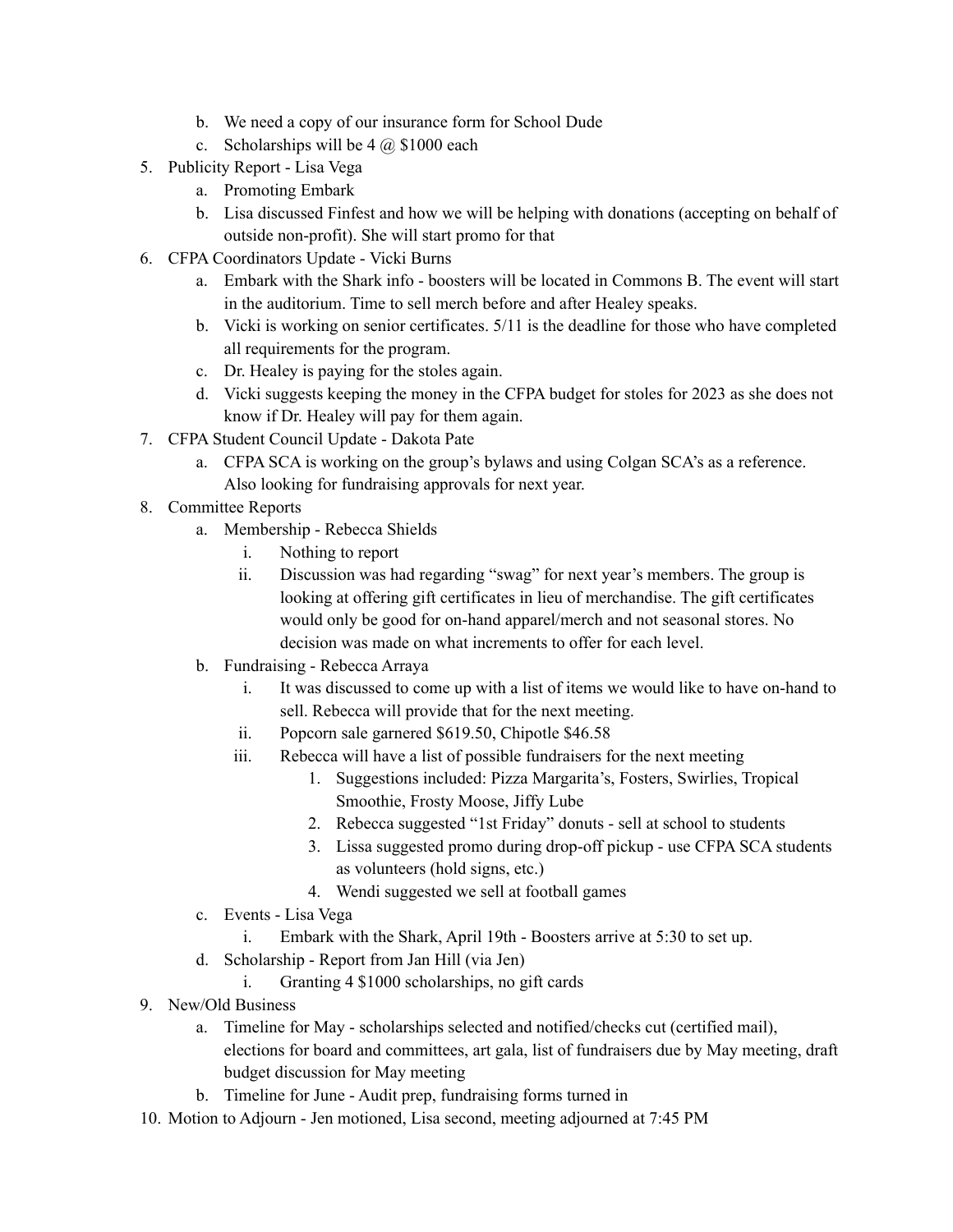b. We need a copy of our insurance form for School Dude
   c. Scholarships will be 4 @ $1000 each
5. Publicity Report - Lisa Vega
   a. Promoting Embark
   b. Lisa discussed Finfest and how we will be helping with donations (accepting on behalf of outside non-profit). She will start promo for that
6. CFPA Coordinators Update - Vicki Burns
   a. Embark with the Shark info - boosters will be located in Commons B. The event will start in the auditorium. Time to sell merch before and after Healey speaks.
   b. Vicki is working on senior certificates. 5/11 is the deadline for those who have completed all requirements for the program.
   c. Dr. Healey is paying for the stoles again.
   d. Vicki suggests keeping the money in the CFPA budget for stoles for 2023 as she does not know if Dr. Healey will pay for them again.
7. CFPA Student Council Update - Dakota Pate
   a. CFPA SCA is working on the group's bylaws and using Colgan SCA's as a reference. Also looking for fundraising approvals for next year.
8. Committee Reports
   a. Membership - Rebecca Shields
      i. Nothing to report
      ii. Discussion was had regarding "swag" for next year's members. The group is looking at offering gift certificates in lieu of merchandise. The gift certificates would only be good for on-hand apparel/merch and not seasonal stores. No decision was made on what increments to offer for each level.
   b. Fundraising - Rebecca Arraya
      i. It was discussed to come up with a list of items we would like to have on-hand to sell. Rebecca will provide that for the next meeting.
      ii. Popcorn sale garnered $619.50, Chipotle $46.58
      iii. Rebecca will have a list of possible fundraisers for the next meeting
         1. Suggestions included: Pizza Margarita's, Fosters, Swirlies, Tropical Smoothie, Frosty Moose, Jiffy Lube
         2. Rebecca suggested "1st Friday" donuts - sell at school to students
         3. Lissa suggested promo during drop-off pickup - use CFPA SCA students as volunteers (hold signs, etc.)
         4. Wendi suggested we sell at football games
   c. Events - Lisa Vega
      i. Embark with the Shark, April 19th - Boosters arrive at 5:30 to set up.
   d. Scholarship - Report from Jan Hill (via Jen)
      i. Granting 4 $1000 scholarships, no gift cards
9. New/Old Business
   a. Timeline for May - scholarships selected and notified/checks cut (certified mail), elections for board and committees, art gala, list of fundraisers due by May meeting, draft budget discussion for May meeting
   b. Timeline for June - Audit prep, fundraising forms turned in
10. Motion to Adjourn - Jen motioned, Lisa second, meeting adjourned at 7:45 PM